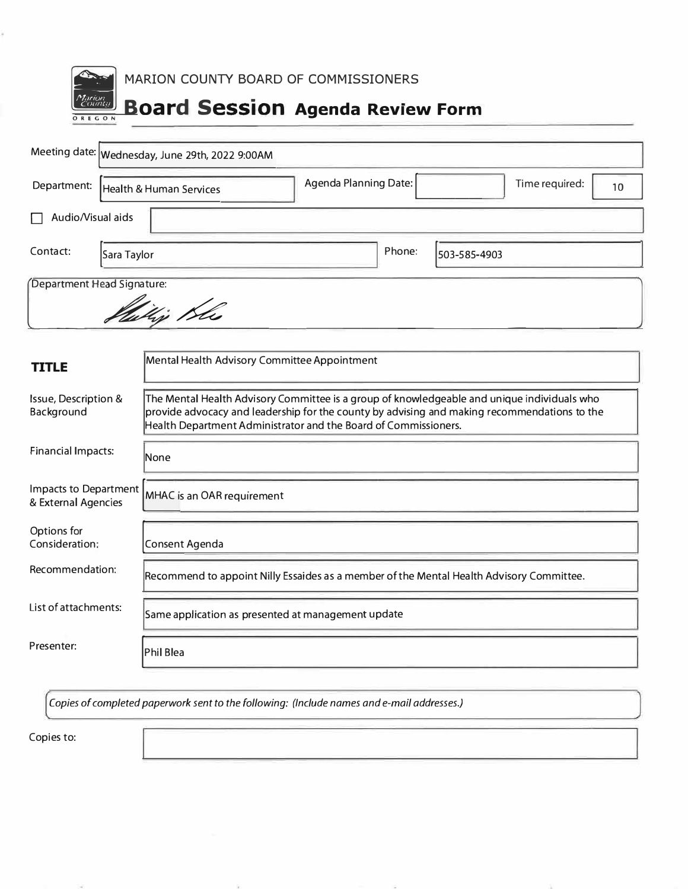MARION COUNTY BOARD OF COMMISSIONERS

# Board Session Agenda Review Form

| | |
|---|---|
| Meeting date: | Wednesday, June 29th, 2022 9:00AM |
| Department: | Health & Human Services |
| Agenda Planning Date: | |
| Time required: | 10 |
| ☐ Audio/Visual aids | |
| Contact: | Sara Taylor |
| Phone: | 503-585-4903 |

Department Head Signature:

| | |
|---|---|
| **TITLE** | Mental Health Advisory Committee Appointment |
| Issue, Description & Background | The Mental Health Advisory Committee is a group of knowledgeable and unique individuals who provide advocacy and leadership for the county by advising and making recommendations to the Health Department Administrator and the Board of Commissioners. |
| Financial Impacts: | None |
| Impacts to Department & External Agencies | MHAC is an OAR requirement |
| Options for Consideration: | Consent Agenda |
| Recommendation: | Recommend to appoint Nilly Essaides as a member of the Mental Health Advisory Committee. |
| List of attachments: | Same application as presented at management update |
| Presenter: | Phil Blea |

*Copies of completed paperwork sent to the following: (Include names and e-mail addresses.)*

Copies to: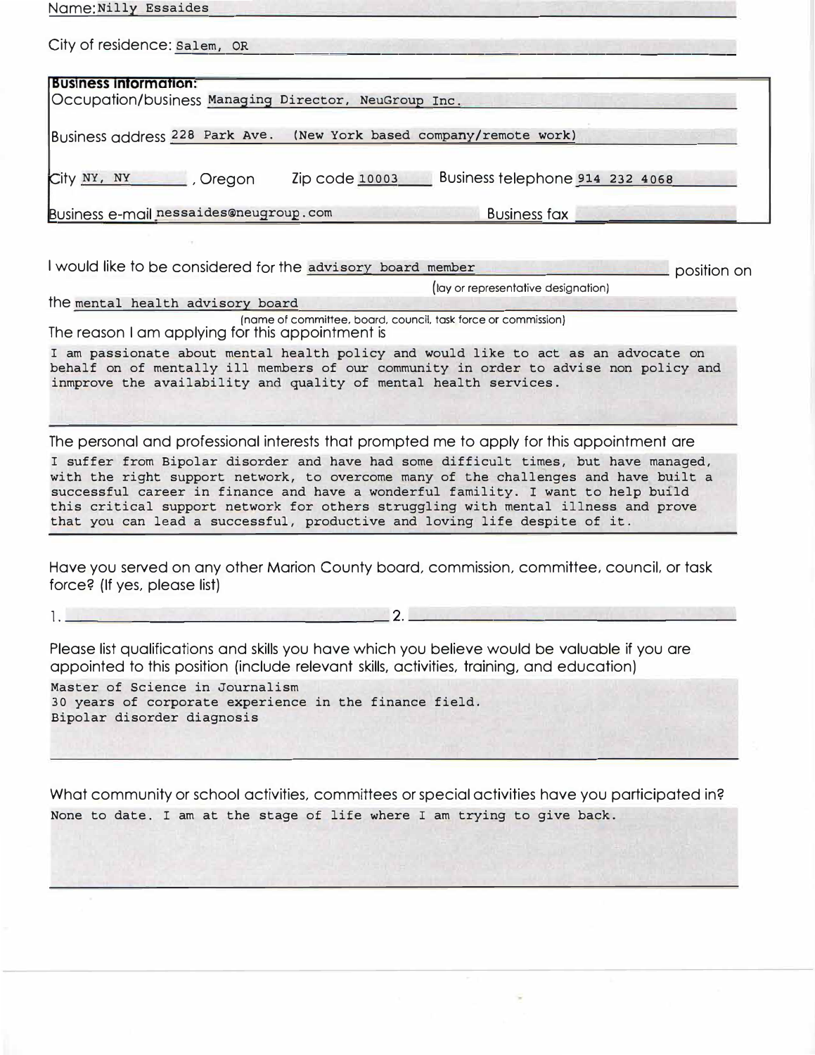Name: Nilly Essaides

City of residence: Salem, OR

**Business Information:**

Occupation/business Managing Director, NeuGroup Inc.

Business address 228 Park Ave. (New York based company/remote work)

City NY, NY , Oregon Zip code 10003 Business telephone 914 232 4068

Business e-mail nessaides@neugroup.com Business fax

I would like to be considered for the advisory board member position on
(lay or representative designation)

the mental health advisory board
(name of committee, board, council, task force or commission)

The reason I am applying for this appointment is

I am passionate about mental health policy and would like to act as an advocate on behalf on of mentally ill members of our community in order to advise non policy and inmprove the availability and quality of mental health services.

The personal and professional interests that prompted me to apply for this appointment are

I suffer from Bipolar disorder and have had some difficult times, but have managed, with the right support network, to overcome many of the challenges and have built a successful career in finance and have a wonderful familiy. I want to help build this critical support network for others struggling with mental illness and prove that you can lead a successful, productive and loving life despite of it.

Have you served on any other Marion County board, commission, committee, council, or task force? (If yes, please list)

1. 2.

Please list qualifications and skills you have which you believe would be valuable if you are appointed to this position (include relevant skills, activities, training, and education)

Master of Science in Journalism
30 years of corporate experience in the finance field.
Bipolar disorder diagnosis

What community or school activities, committees or special activities have you participated in?

None to date. I am at the stage of life where I am trying to give back.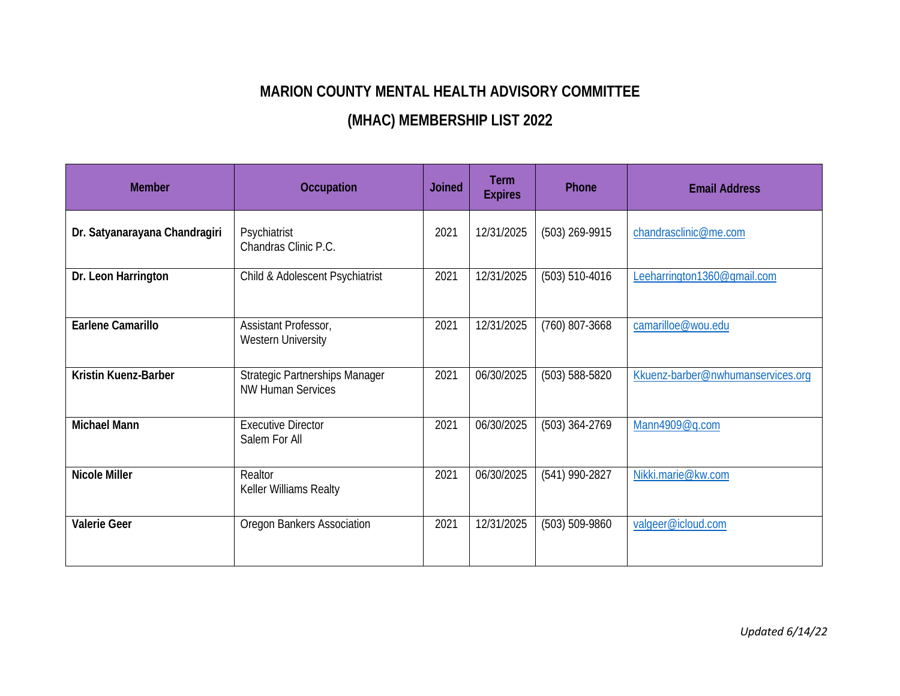# MARION COUNTY MENTAL HEALTH ADVISORY COMMITTEE

## (MHAC) MEMBERSHIP LIST 2022

| Member | Occupation | Joined | Term Expires | Phone | Email Address |
|---|---|---|---|---|---|
| **Dr. Satyanarayana Chandragiri** | Psychiatrist<br>Chandras Clinic P.C. | 2021 | 12/31/2025 | (503) 269-9915 | chandrasclinic@me.com |
| **Dr. Leon Harrington** | Child & Adolescent Psychiatrist | 2021 | 12/31/2025 | (503) 510-4016 | Leeharrington1360@gmail.com |
| **Earlene Camarillo** | Assistant Professor,<br>Western University | 2021 | 12/31/2025 | (760) 807-3668 | camarilloe@wou.edu |
| **Kristin Kuenz-Barber** | Strategic Partnerships Manager<br>NW Human Services | 2021 | 06/30/2025 | (503) 588-5820 | Kkuenz-barber@nwhumanservices.org |
| **Michael Mann** | Executive Director<br>Salem For All | 2021 | 06/30/2025 | (503) 364-2769 | Mann4909@q.com |
| **Nicole Miller** | Realtor<br>Keller Williams Realty | 2021 | 06/30/2025 | (541) 990-2827 | Nikki.marie@kw.com |
| **Valerie Geer** | Oregon Bankers Association | 2021 | 12/31/2025 | (503) 509-9860 | valgeer@icloud.com |

*Updated 6/14/22*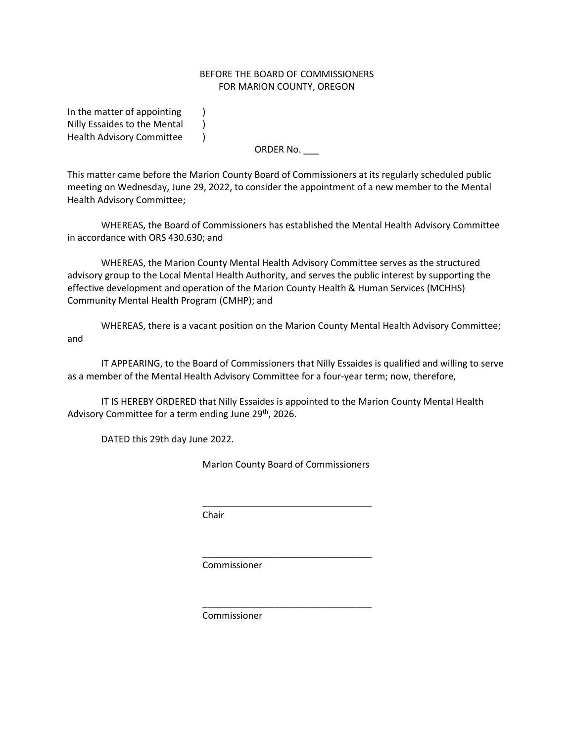BEFORE THE BOARD OF COMMISSIONERS
FOR MARION COUNTY, OREGON

In the matter of appointing )
Nilly Essaides to the Mental )
Health Advisory Committee )

ORDER No. ___

This matter came before the Marion County Board of Commissioners at its regularly scheduled public meeting on Wednesday, June 29, 2022, to consider the appointment of a new member to the Mental Health Advisory Committee;

WHEREAS, the Board of Commissioners has established the Mental Health Advisory Committee in accordance with ORS 430.630; and

WHEREAS, the Marion County Mental Health Advisory Committee serves as the structured advisory group to the Local Mental Health Authority, and serves the public interest by supporting the effective development and operation of the Marion County Health & Human Services (MCHHS) Community Mental Health Program (CMHP); and

WHEREAS, there is a vacant position on the Marion County Mental Health Advisory Committee; and

IT APPEARING, to the Board of Commissioners that Nilly Essaides is qualified and willing to serve as a member of the Mental Health Advisory Committee for a four-year term; now, therefore,

IT IS HEREBY ORDERED that Nilly Essaides is appointed to the Marion County Mental Health Advisory Committee for a term ending June 29th, 2026.

DATED this 29th day June 2022.

Marion County Board of Commissioners

_________________________________
Chair

_________________________________
Commissioner

_________________________________
Commissioner